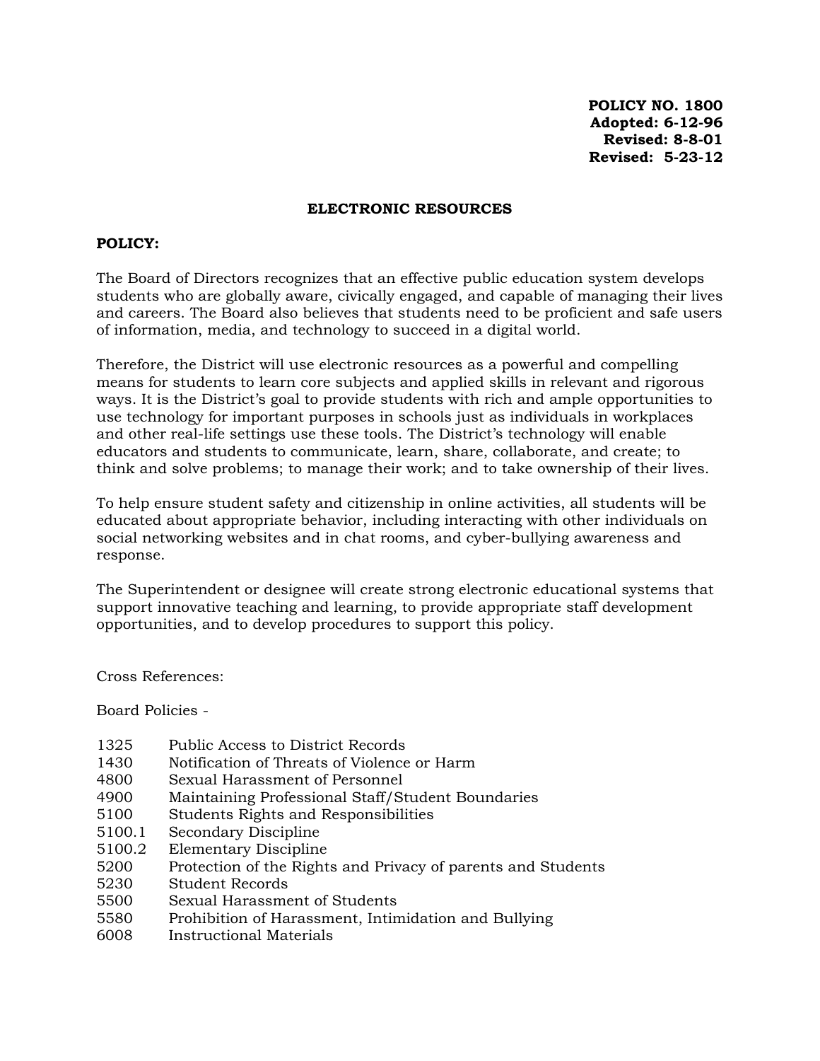**POLICY NO. 1800**
**Adopted: 6-12-96**
**Revised: 8-8-01**
**Revised: 5-23-12**

# ELECTRONIC RESOURCES

**POLICY:**

The Board of Directors recognizes that an effective public education system develops students who are globally aware, civically engaged, and capable of managing their lives and careers. The Board also believes that students need to be proficient and safe users of information, media, and technology to succeed in a digital world.

Therefore, the District will use electronic resources as a powerful and compelling means for students to learn core subjects and applied skills in relevant and rigorous ways. It is the District's goal to provide students with rich and ample opportunities to use technology for important purposes in schools just as individuals in workplaces and other real-life settings use these tools. The District's technology will enable educators and students to communicate, learn, share, collaborate, and create; to think and solve problems; to manage their work; and to take ownership of their lives.

To help ensure student safety and citizenship in online activities, all students will be educated about appropriate behavior, including interacting with other individuals on social networking websites and in chat rooms, and cyber-bullying awareness and response.

The Superintendent or designee will create strong electronic educational systems that support innovative teaching and learning, to provide appropriate staff development opportunities, and to develop procedures to support this policy.

Cross References:

Board Policies -

| | |
|---|---|
| 1325 | Public Access to District Records |
| 1430 | Notification of Threats of Violence or Harm |
| 4800 | Sexual Harassment of Personnel |
| 4900 | Maintaining Professional Staff/Student Boundaries |
| 5100 | Students Rights and Responsibilities |
| 5100.1 | Secondary Discipline |
| 5100.2 | Elementary Discipline |
| 5200 | Protection of the Rights and Privacy of parents and Students |
| 5230 | Student Records |
| 5500 | Sexual Harassment of Students |
| 5580 | Prohibition of Harassment, Intimidation and Bullying |
| 6008 | Instructional Materials |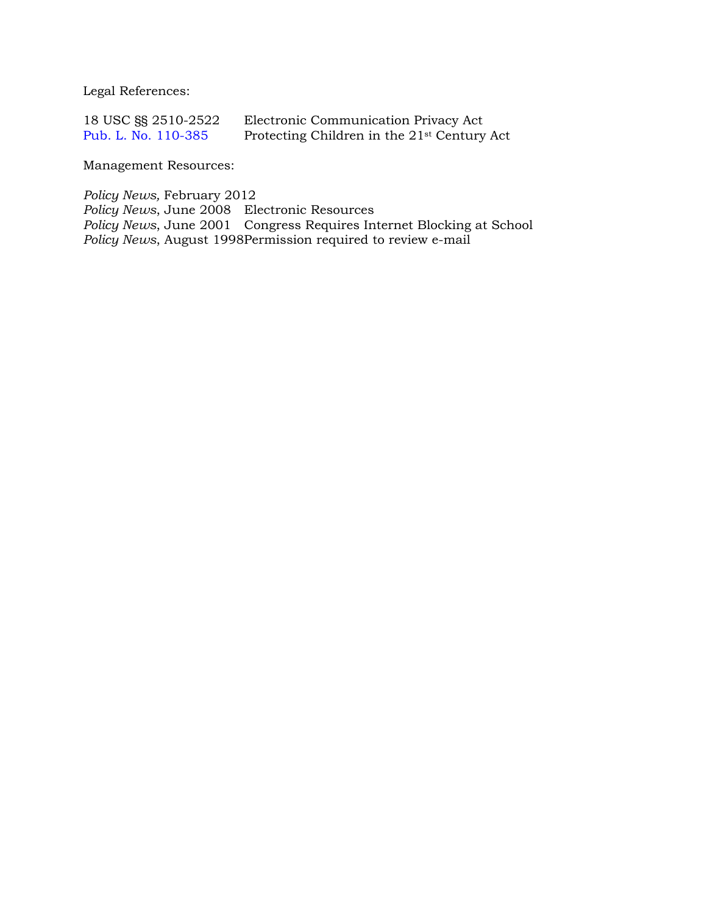Legal References:

| | |
|---|---|
| 18 USC §§ 2510-2522 | Electronic Communication Privacy Act |
| Pub. L. No. 110-385 | Protecting Children in the 21st Century Act |

Management Resources:

| | |
|---|---|
| *Policy News,* February 2012 | |
| *Policy News*, June 2008 | Electronic Resources |
| *Policy News*, June 2001 | Congress Requires Internet Blocking at School |
| *Policy News*, August 1998 | Permission required to review e-mail |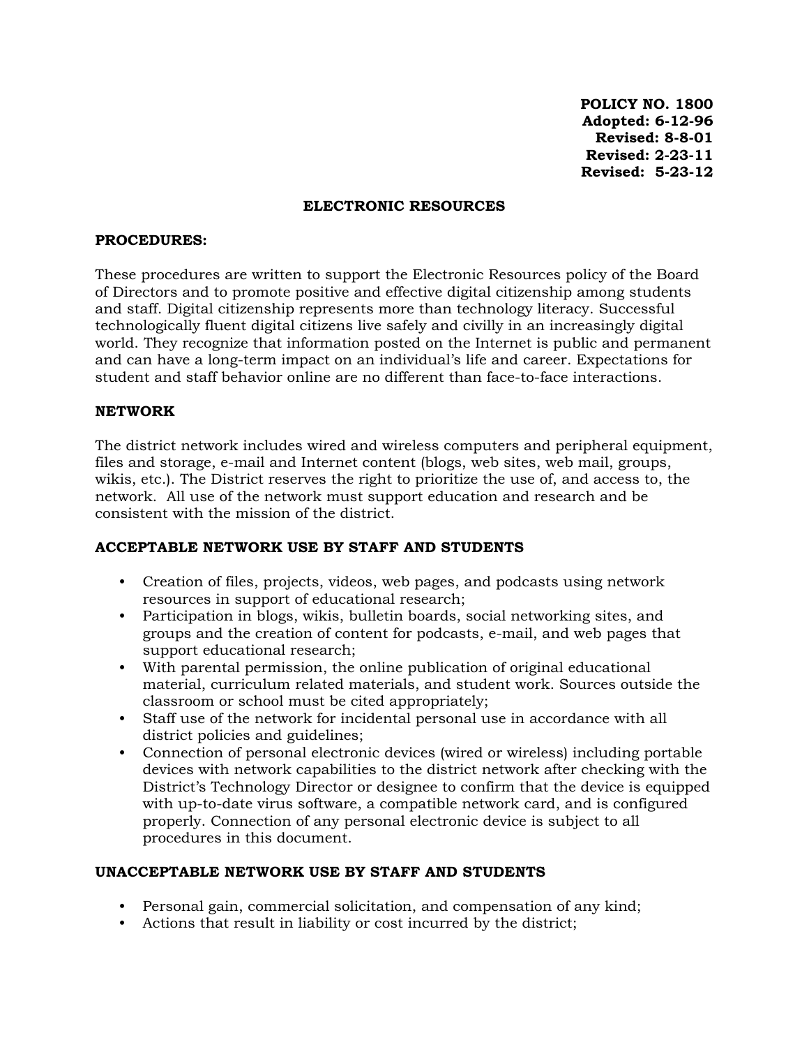**POLICY NO. 1800**
**Adopted: 6-12-96**
**Revised: 8-8-01**
**Revised: 2-23-11**
**Revised: 5-23-12**

## ELECTRONIC RESOURCES

### PROCEDURES:

These procedures are written to support the Electronic Resources policy of the Board of Directors and to promote positive and effective digital citizenship among students and staff. Digital citizenship represents more than technology literacy. Successful technologically fluent digital citizens live safely and civilly in an increasingly digital world. They recognize that information posted on the Internet is public and permanent and can have a long-term impact on an individual's life and career. Expectations for student and staff behavior online are no different than face-to-face interactions.

### NETWORK

The district network includes wired and wireless computers and peripheral equipment, files and storage, e-mail and Internet content (blogs, web sites, web mail, groups, wikis, etc.). The District reserves the right to prioritize the use of, and access to, the network. All use of the network must support education and research and be consistent with the mission of the district.

### ACCEPTABLE NETWORK USE BY STAFF AND STUDENTS

- Creation of files, projects, videos, web pages, and podcasts using network resources in support of educational research;
- Participation in blogs, wikis, bulletin boards, social networking sites, and groups and the creation of content for podcasts, e-mail, and web pages that support educational research;
- With parental permission, the online publication of original educational material, curriculum related materials, and student work. Sources outside the classroom or school must be cited appropriately;
- Staff use of the network for incidental personal use in accordance with all district policies and guidelines;
- Connection of personal electronic devices (wired or wireless) including portable devices with network capabilities to the district network after checking with the District's Technology Director or designee to confirm that the device is equipped with up-to-date virus software, a compatible network card, and is configured properly. Connection of any personal electronic device is subject to all procedures in this document.

### UNACCEPTABLE NETWORK USE BY STAFF AND STUDENTS

- Personal gain, commercial solicitation, and compensation of any kind;
- Actions that result in liability or cost incurred by the district;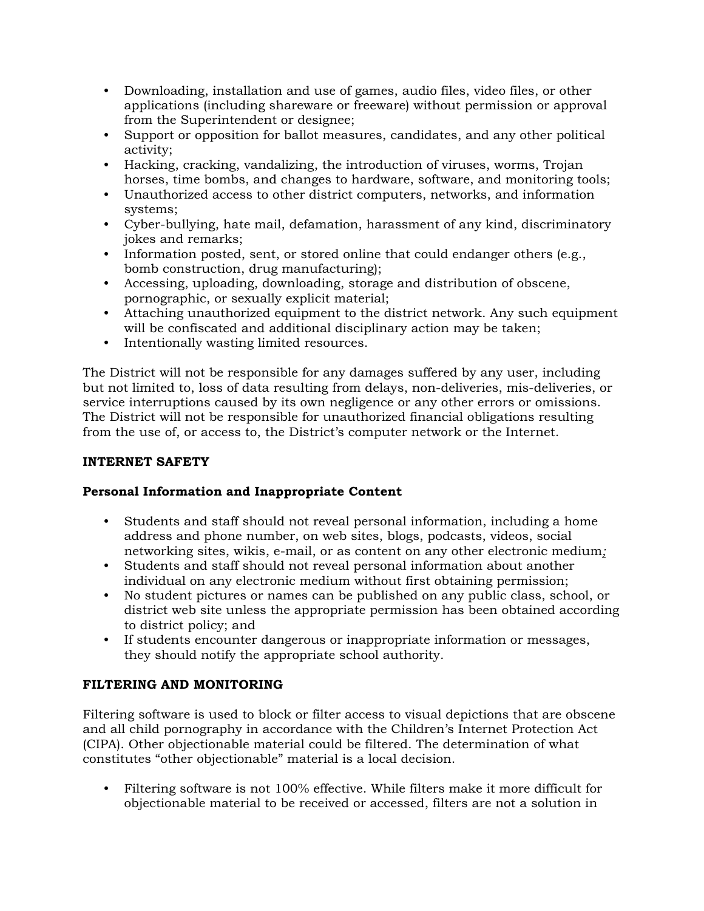- Downloading, installation and use of games, audio files, video files, or other applications (including shareware or freeware) without permission or approval from the Superintendent or designee;
- Support or opposition for ballot measures, candidates, and any other political activity;
- Hacking, cracking, vandalizing, the introduction of viruses, worms, Trojan horses, time bombs, and changes to hardware, software, and monitoring tools;
- Unauthorized access to other district computers, networks, and information systems;
- Cyber-bullying, hate mail, defamation, harassment of any kind, discriminatory jokes and remarks;
- Information posted, sent, or stored online that could endanger others (e.g., bomb construction, drug manufacturing);
- Accessing, uploading, downloading, storage and distribution of obscene, pornographic, or sexually explicit material;
- Attaching unauthorized equipment to the district network. Any such equipment will be confiscated and additional disciplinary action may be taken;
- Intentionally wasting limited resources.

The District will not be responsible for any damages suffered by any user, including but not limited to, loss of data resulting from delays, non-deliveries, mis-deliveries, or service interruptions caused by its own negligence or any other errors or omissions. The District will not be responsible for unauthorized financial obligations resulting from the use of, or access to, the District's computer network or the Internet.

**INTERNET SAFETY**

**Personal Information and Inappropriate Content**

- Students and staff should not reveal personal information, including a home address and phone number, on web sites, blogs, podcasts, videos, social networking sites, wikis, e-mail, or as content on any other electronic medium;
- Students and staff should not reveal personal information about another individual on any electronic medium without first obtaining permission;
- No student pictures or names can be published on any public class, school, or district web site unless the appropriate permission has been obtained according to district policy; and
- If students encounter dangerous or inappropriate information or messages, they should notify the appropriate school authority.

**FILTERING AND MONITORING**

Filtering software is used to block or filter access to visual depictions that are obscene and all child pornography in accordance with the Children's Internet Protection Act (CIPA). Other objectionable material could be filtered. The determination of what constitutes "other objectionable" material is a local decision.

- Filtering software is not 100% effective. While filters make it more difficult for objectionable material to be received or accessed, filters are not a solution in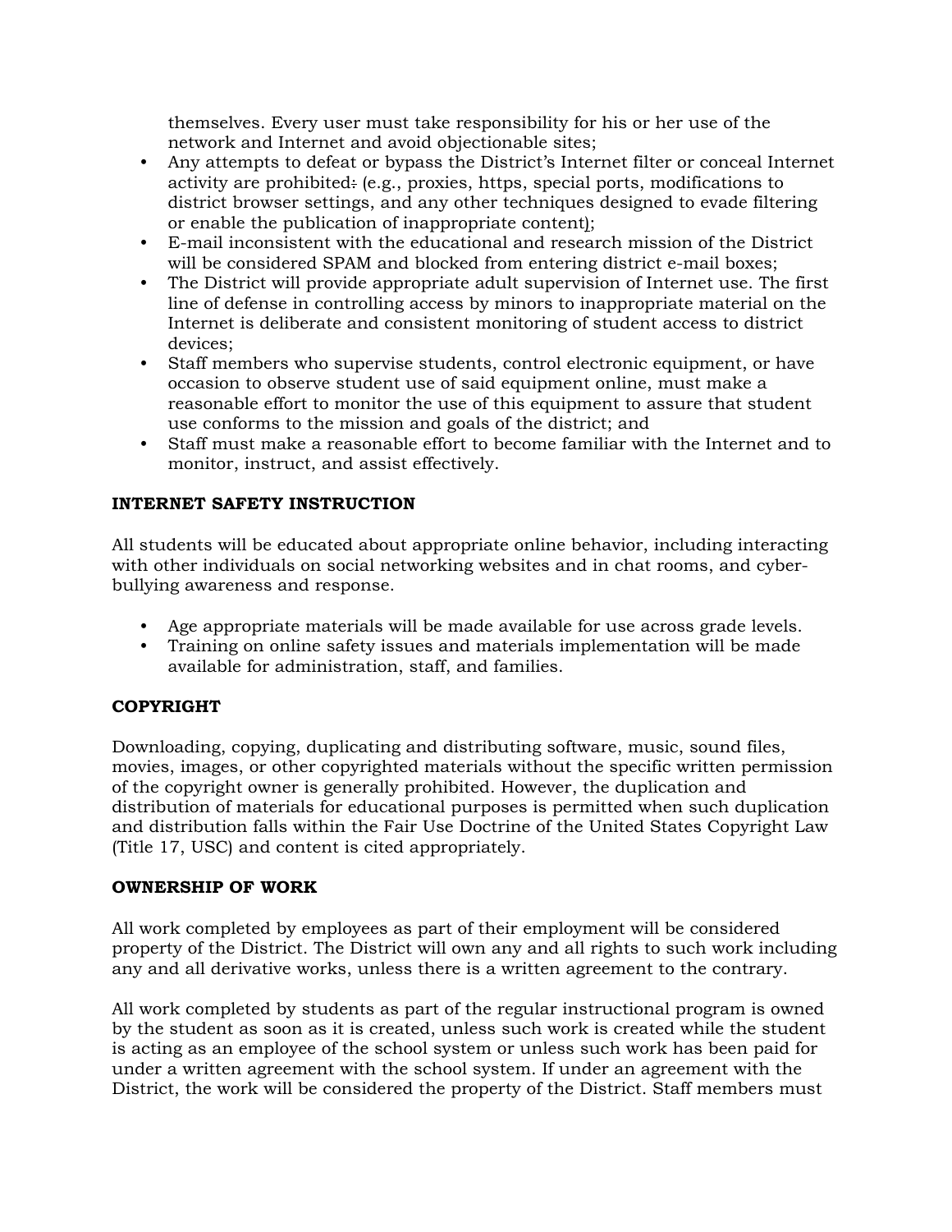themselves. Every user must take responsibility for his or her use of the network and Internet and avoid objectionable sites;

- Any attempts to defeat or bypass the District's Internet filter or conceal Internet activity are prohibited: (e.g., proxies, https, special ports, modifications to district browser settings, and any other techniques designed to evade filtering or enable the publication of inappropriate content);
- E-mail inconsistent with the educational and research mission of the District will be considered SPAM and blocked from entering district e-mail boxes;
- The District will provide appropriate adult supervision of Internet use. The first line of defense in controlling access by minors to inappropriate material on the Internet is deliberate and consistent monitoring of student access to district devices;
- Staff members who supervise students, control electronic equipment, or have occasion to observe student use of said equipment online, must make a reasonable effort to monitor the use of this equipment to assure that student use conforms to the mission and goals of the district; and
- Staff must make a reasonable effort to become familiar with the Internet and to monitor, instruct, and assist effectively.

**INTERNET SAFETY INSTRUCTION**

All students will be educated about appropriate online behavior, including interacting with other individuals on social networking websites and in chat rooms, and cyber-bullying awareness and response.

- Age appropriate materials will be made available for use across grade levels.
- Training on online safety issues and materials implementation will be made available for administration, staff, and families.

**COPYRIGHT**

Downloading, copying, duplicating and distributing software, music, sound files, movies, images, or other copyrighted materials without the specific written permission of the copyright owner is generally prohibited. However, the duplication and distribution of materials for educational purposes is permitted when such duplication and distribution falls within the Fair Use Doctrine of the United States Copyright Law (Title 17, USC) and content is cited appropriately.

**OWNERSHIP OF WORK**

All work completed by employees as part of their employment will be considered property of the District. The District will own any and all rights to such work including any and all derivative works, unless there is a written agreement to the contrary.

All work completed by students as part of the regular instructional program is owned by the student as soon as it is created, unless such work is created while the student is acting as an employee of the school system or unless such work has been paid for under a written agreement with the school system. If under an agreement with the District, the work will be considered the property of the District. Staff members must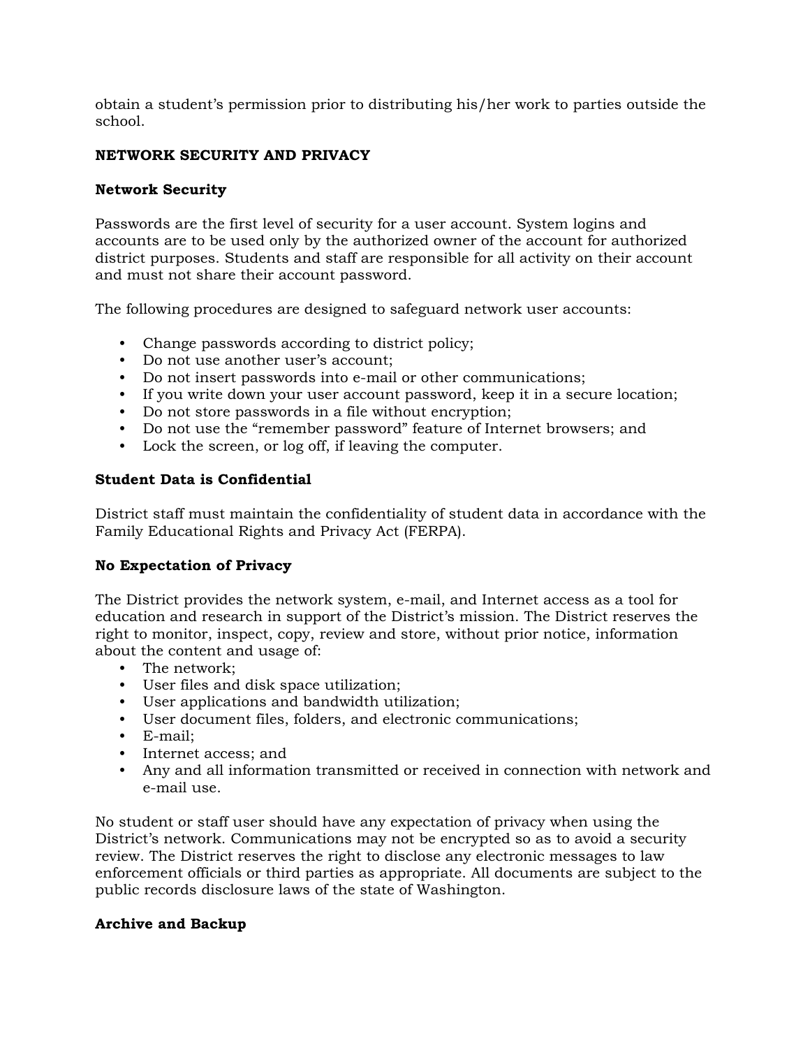obtain a student's permission prior to distributing his/her work to parties outside the school.

## NETWORK SECURITY AND PRIVACY

### Network Security

Passwords are the first level of security for a user account. System logins and accounts are to be used only by the authorized owner of the account for authorized district purposes. Students and staff are responsible for all activity on their account and must not share their account password.

The following procedures are designed to safeguard network user accounts:

- Change passwords according to district policy;
- Do not use another user's account;
- Do not insert passwords into e-mail or other communications;
- If you write down your user account password, keep it in a secure location;
- Do not store passwords in a file without encryption;
- Do not use the "remember password" feature of Internet browsers; and
- Lock the screen, or log off, if leaving the computer.

### Student Data is Confidential

District staff must maintain the confidentiality of student data in accordance with the Family Educational Rights and Privacy Act (FERPA).

### No Expectation of Privacy

The District provides the network system, e-mail, and Internet access as a tool for education and research in support of the District's mission. The District reserves the right to monitor, inspect, copy, review and store, without prior notice, information about the content and usage of:

- The network;
- User files and disk space utilization;
- User applications and bandwidth utilization;
- User document files, folders, and electronic communications;
- E-mail;
- Internet access; and
- Any and all information transmitted or received in connection with network and e-mail use.

No student or staff user should have any expectation of privacy when using the District's network. Communications may not be encrypted so as to avoid a security review. The District reserves the right to disclose any electronic messages to law enforcement officials or third parties as appropriate. All documents are subject to the public records disclosure laws of the state of Washington.

### Archive and Backup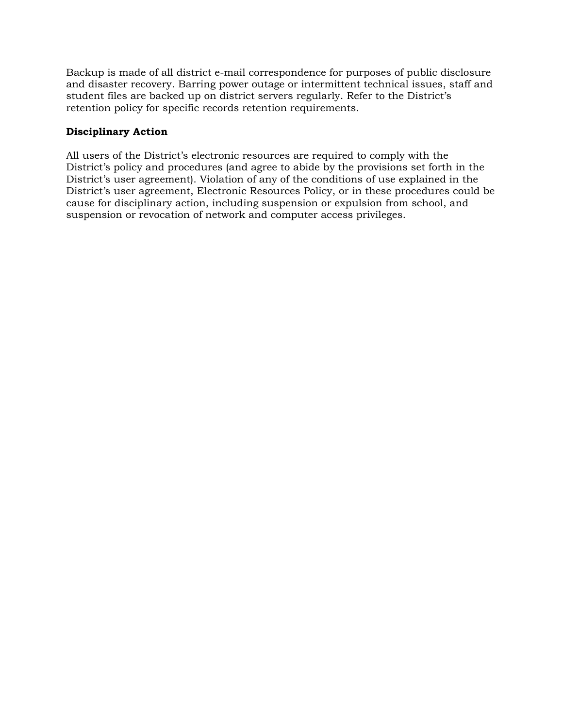Backup is made of all district e-mail correspondence for purposes of public disclosure and disaster recovery. Barring power outage or intermittent technical issues, staff and student files are backed up on district servers regularly. Refer to the District's retention policy for specific records retention requirements.

**Disciplinary Action**

All users of the District's electronic resources are required to comply with the District's policy and procedures (and agree to abide by the provisions set forth in the District's user agreement). Violation of any of the conditions of use explained in the District's user agreement, Electronic Resources Policy, or in these procedures could be cause for disciplinary action, including suspension or expulsion from school, and suspension or revocation of network and computer access privileges.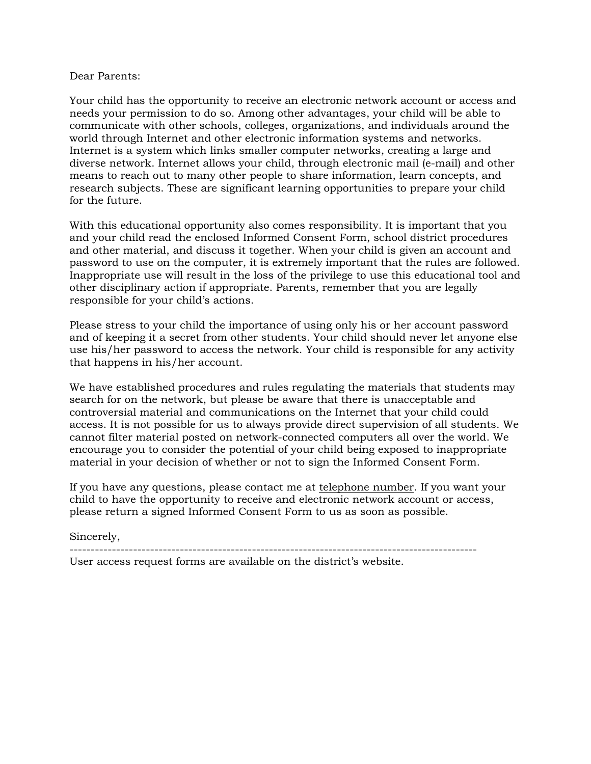Dear Parents:

Your child has the opportunity to receive an electronic network account or access and needs your permission to do so. Among other advantages, your child will be able to communicate with other schools, colleges, organizations, and individuals around the world through Internet and other electronic information systems and networks. Internet is a system which links smaller computer networks, creating a large and diverse network. Internet allows your child, through electronic mail (e-mail) and other means to reach out to many other people to share information, learn concepts, and research subjects. These are significant learning opportunities to prepare your child for the future.

With this educational opportunity also comes responsibility. It is important that you and your child read the enclosed Informed Consent Form, school district procedures and other material, and discuss it together. When your child is given an account and password to use on the computer, it is extremely important that the rules are followed. Inappropriate use will result in the loss of the privilege to use this educational tool and other disciplinary action if appropriate. Parents, remember that you are legally responsible for your child's actions.

Please stress to your child the importance of using only his or her account password and of keeping it a secret from other students. Your child should never let anyone else use his/her password to access the network. Your child is responsible for any activity that happens in his/her account.

We have established procedures and rules regulating the materials that students may search for on the network, but please be aware that there is unacceptable and controversial material and communications on the Internet that your child could access. It is not possible for us to always provide direct supervision of all students. We cannot filter material posted on network-connected computers all over the world. We encourage you to consider the potential of your child being exposed to inappropriate material in your decision of whether or not to sign the Informed Consent Form.

If you have any questions, please contact me at telephone number. If you want your child to have the opportunity to receive and electronic network account or access, please return a signed Informed Consent Form to us as soon as possible.

Sincerely,

---

User access request forms are available on the district's website.